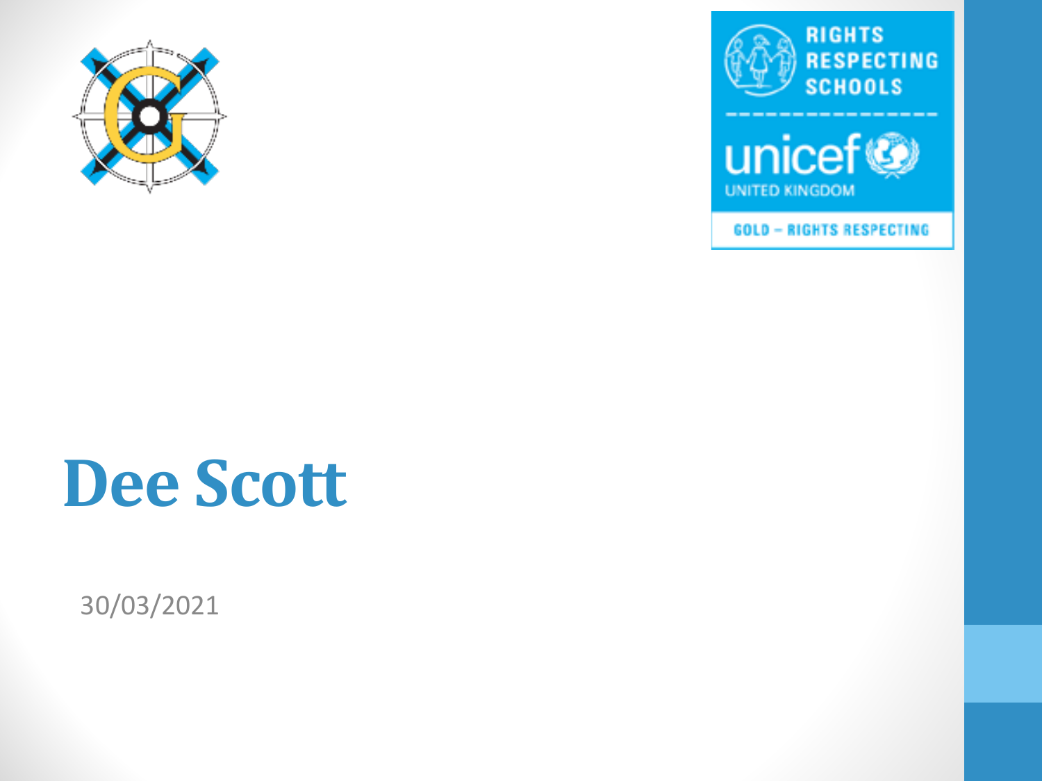# Dee Scott

30/03/2021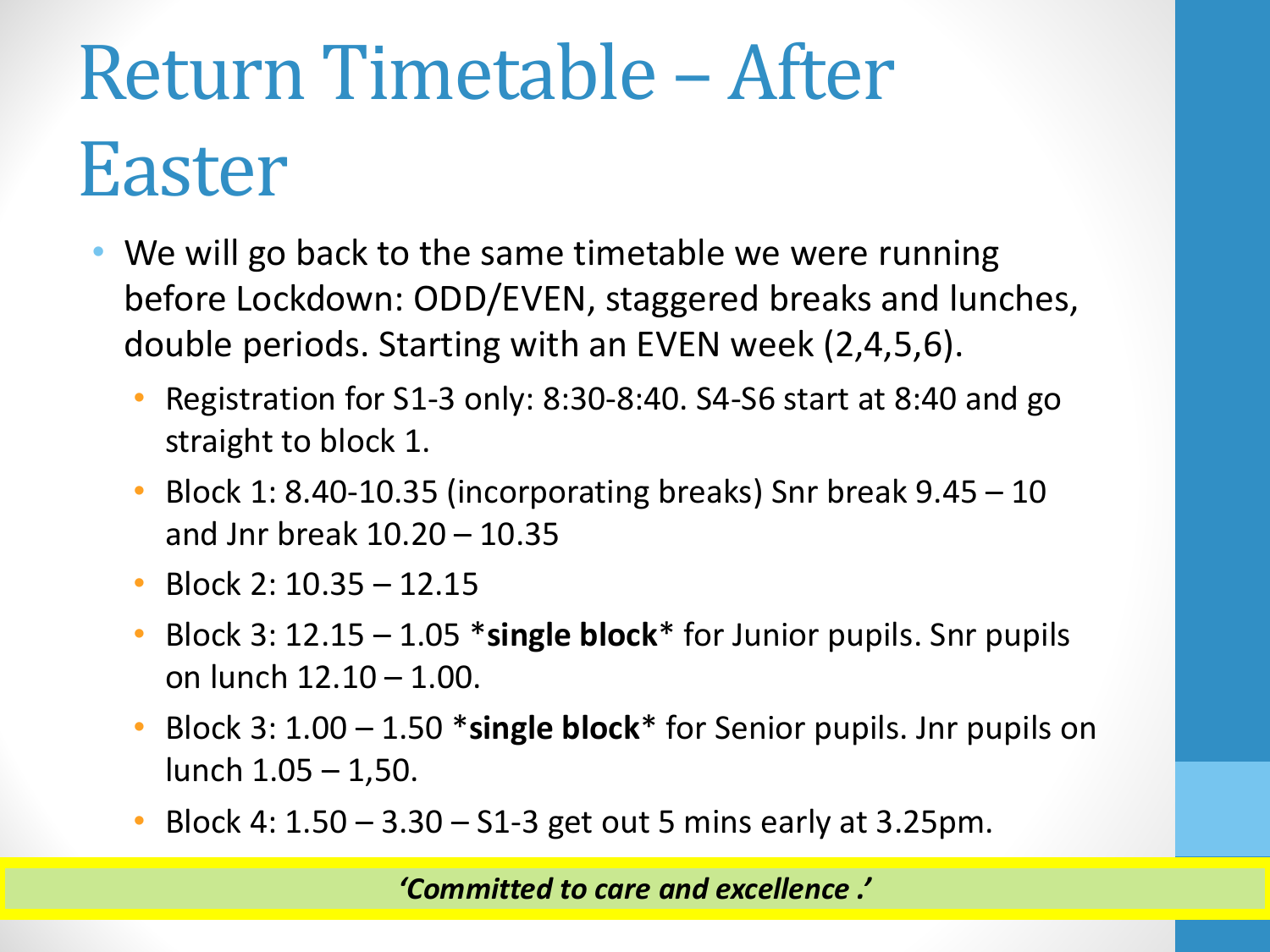# Return Timetable – After Easter

- We will go back to the same timetable we were running before Lockdown: ODD/EVEN, staggered breaks and lunches, double periods. Starting with an EVEN week (2,4,5,6).
  - Registration for S1-3 only: 8:30-8:40. S4-S6 start at 8:40 and go straight to block 1.
  - Block 1: 8.40-10.35 (incorporating breaks) Snr break 9.45 – 10 and Jnr break 10.20 – 10.35
  - Block 2: 10.35 – 12.15
  - Block 3: 12.15 – 1.05 ***single block*** for Junior pupils. Snr pupils on lunch 12.10 – 1.00.
  - Block 3: 1.00 – 1.50 ***single block*** for Senior pupils. Jnr pupils on lunch 1.05 – 1,50.
  - Block 4: 1.50 – 3.30 – S1-3 get out 5 mins early at 3.25pm.

***'Committed to care and excellence .'***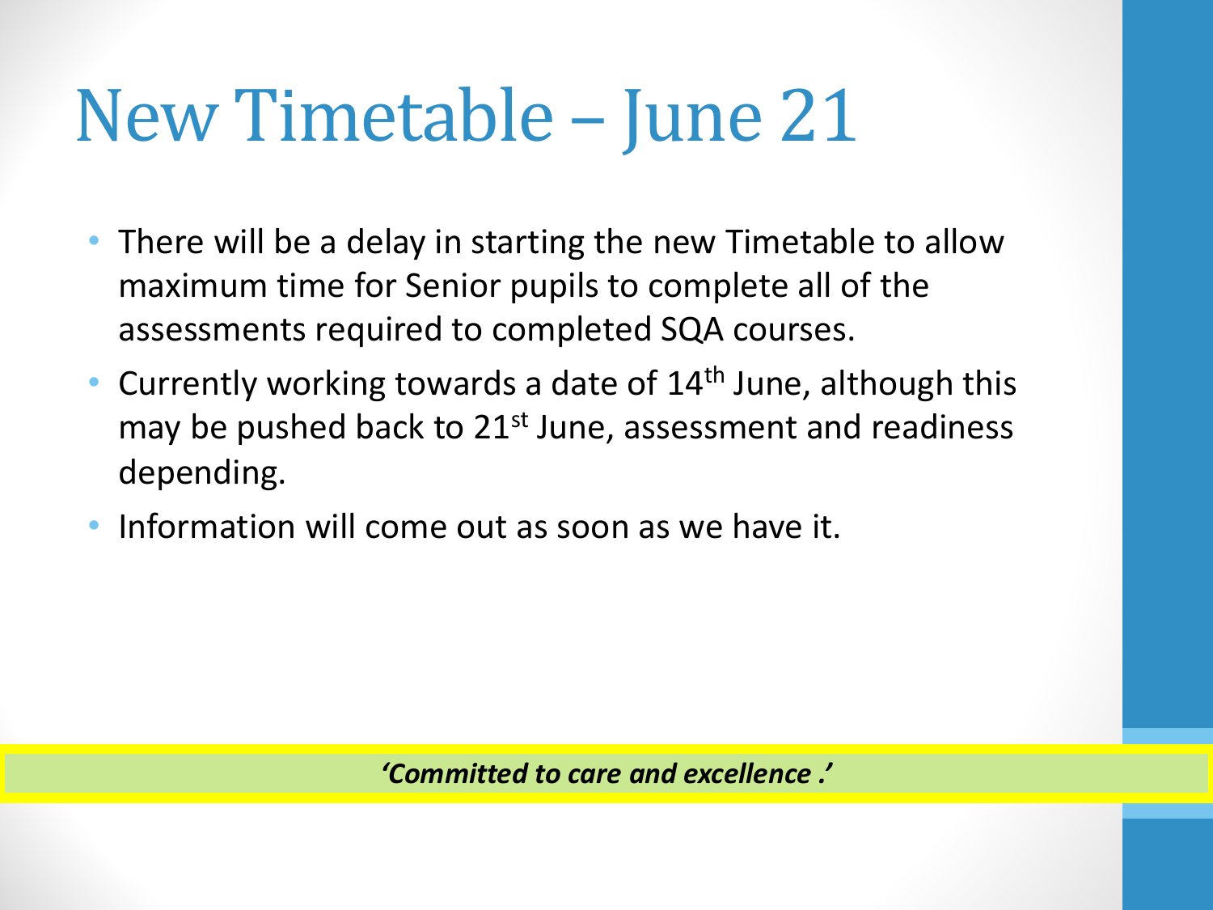# New Timetable – June 21

- There will be a delay in starting the new Timetable to allow maximum time for Senior pupils to complete all of the assessments required to completed SQA courses.
- Currently working towards a date of 14th June, although this may be pushed back to 21st June, assessment and readiness depending.
- Information will come out as soon as we have it.

***'Committed to care and excellence .'***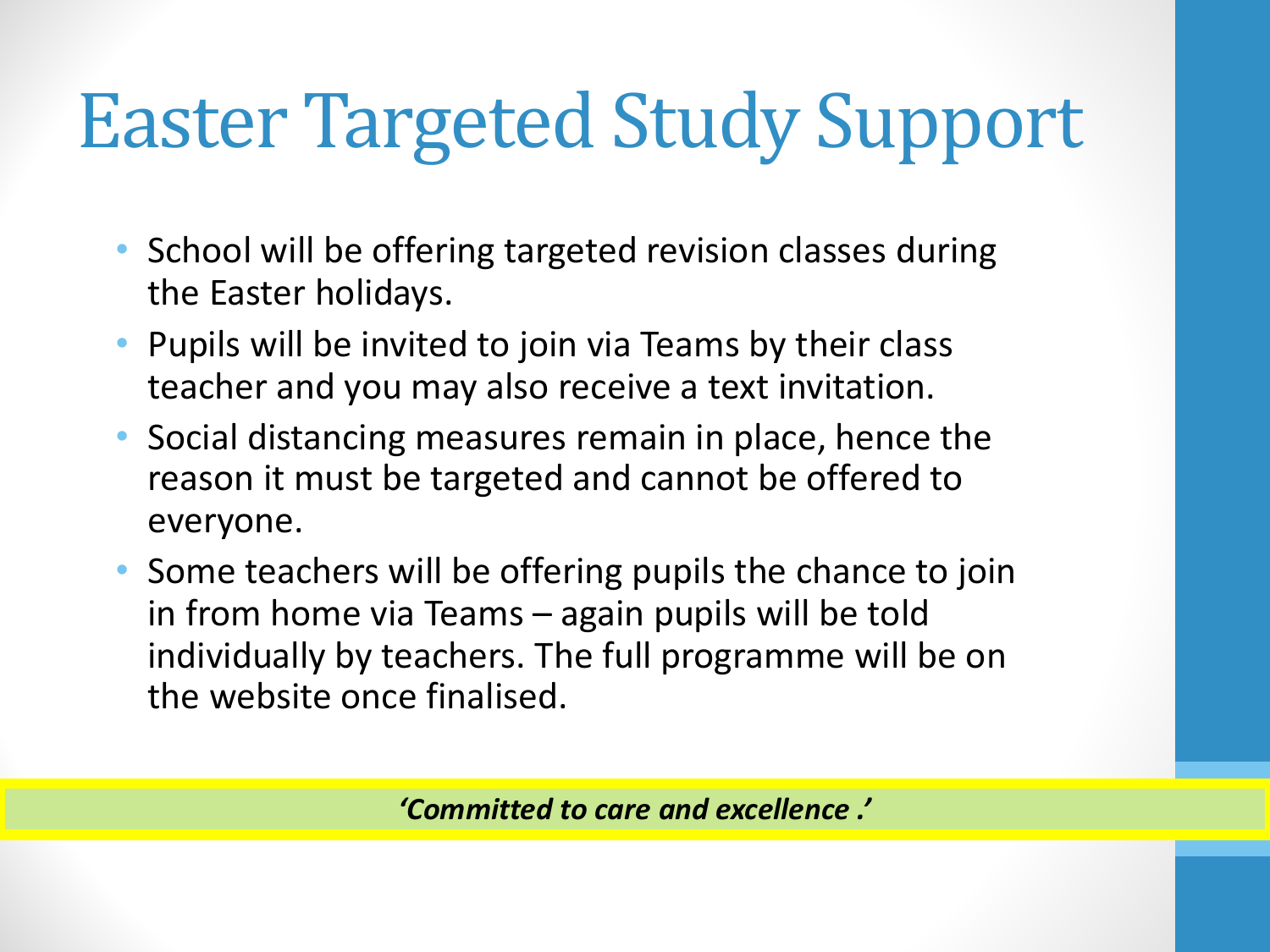# Easter Targeted Study Support

- School will be offering targeted revision classes during the Easter holidays.
- Pupils will be invited to join via Teams by their class teacher and you may also receive a text invitation.
- Social distancing measures remain in place, hence the reason it must be targeted and cannot be offered to everyone.
- Some teachers will be offering pupils the chance to join in from home via Teams – again pupils will be told individually by teachers. The full programme will be on the website once finalised.

***'Committed to care and excellence .'***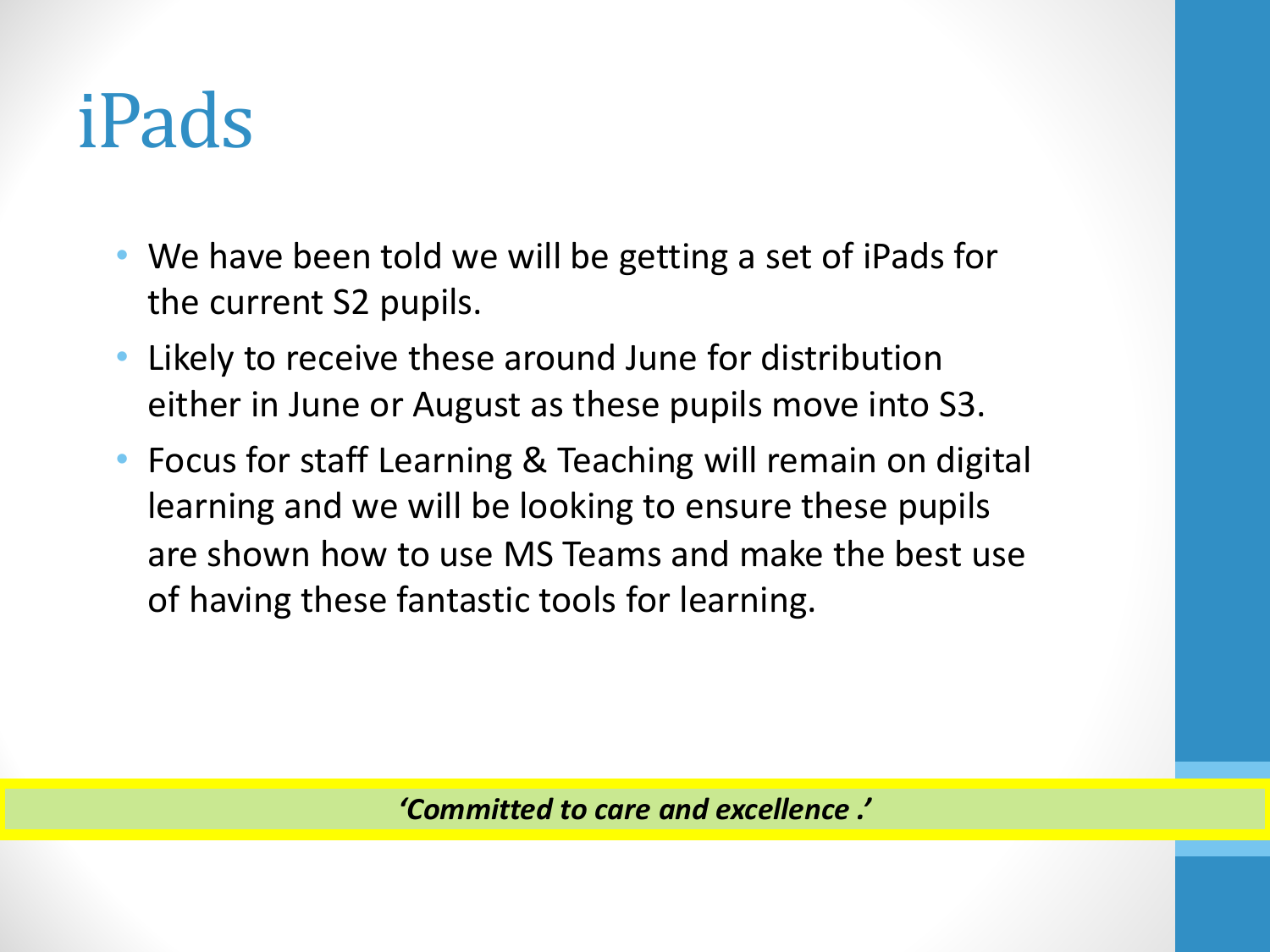# iPads

- We have been told we will be getting a set of iPads for the current S2 pupils.
- Likely to receive these around June for distribution either in June or August as these pupils move into S3.
- Focus for staff Learning & Teaching will remain on digital learning and we will be looking to ensure these pupils are shown how to use MS Teams and make the best use of having these fantastic tools for learning.

***'Committed to care and excellence .'***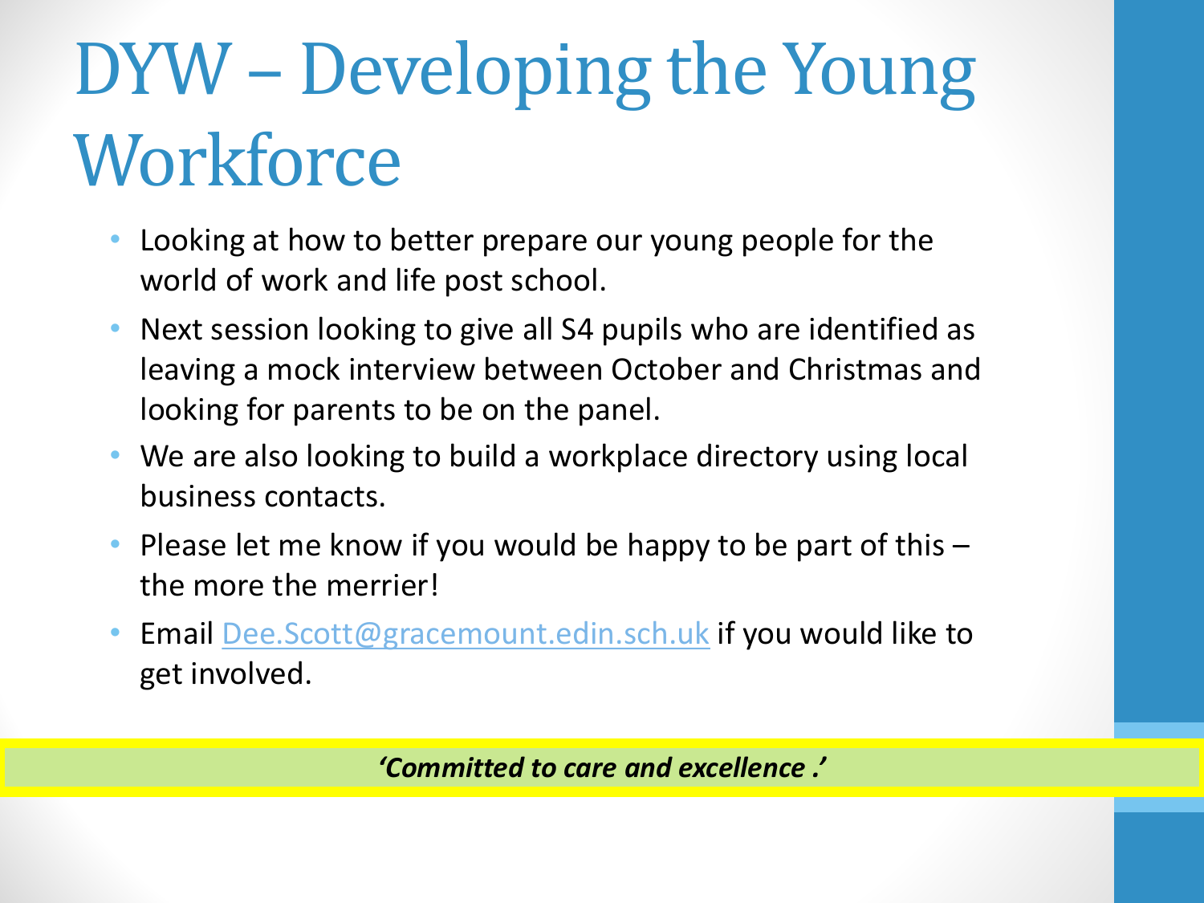# DYW – Developing the Young Workforce

- Looking at how to better prepare our young people for the world of work and life post school.
- Next session looking to give all S4 pupils who are identified as leaving a mock interview between October and Christmas and looking for parents to be on the panel.
- We are also looking to build a workplace directory using local business contacts.
- Please let me know if you would be happy to be part of this – the more the merrier!
- Email Dee.Scott@gracemount.edin.sch.uk if you would like to get involved.

***'Committed to care and excellence .'***